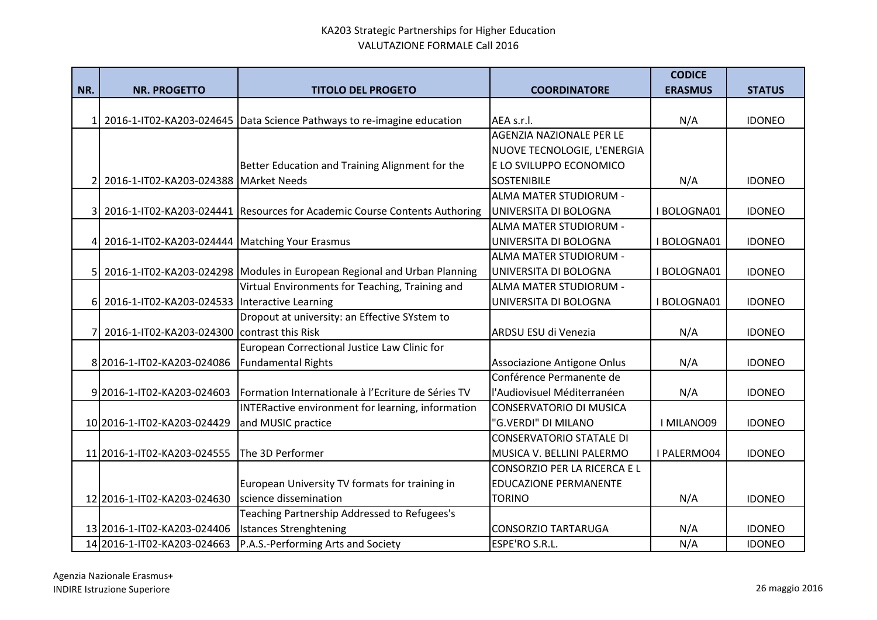# KA203 Strategic Partnerships for Higher Education
## VALUTAZIONE FORMALE Call 2016

| NR. | NR. PROGETTO | TITOLO DEL PROGETO | COORDINATORE | CODICE ERASMUS | STATUS |
|---|---|---|---|---|---|
| 1 | 2016-1-IT02-KA203-024645 | Data Science Pathways to re-imagine education | AEA s.r.l. | N/A | IDONEO |
| 2 | 2016-1-IT02-KA203-024388 | Better Education and Training Alignment for the MArket Needs | AGENZIA NAZIONALE PER LE NUOVE TECNOLOGIE, L'ENERGIA E LO SVILUPPO ECONOMICO SOSTENIBILE | N/A | IDONEO |
| 3 | 2016-1-IT02-KA203-024441 | Resources for Academic Course Contents Authoring | ALMA MATER STUDIORUM - UNIVERSITA DI BOLOGNA | I BOLOGNA01 | IDONEO |
| 4 | 2016-1-IT02-KA203-024444 | Matching Your Erasmus | ALMA MATER STUDIORUM - UNIVERSITA DI BOLOGNA | I BOLOGNA01 | IDONEO |
| 5 | 2016-1-IT02-KA203-024298 | Modules in European Regional and Urban Planning | ALMA MATER STUDIORUM - UNIVERSITA DI BOLOGNA | I BOLOGNA01 | IDONEO |
| 6 | 2016-1-IT02-KA203-024533 | Virtual Environments for Teaching, Training and Interactive Learning | ALMA MATER STUDIORUM - UNIVERSITA DI BOLOGNA | I BOLOGNA01 | IDONEO |
| 7 | 2016-1-IT02-KA203-024300 | Dropout at university: an Effective SYstem to contrast this Risk | ARDSU ESU di Venezia | N/A | IDONEO |
| 8 | 2016-1-IT02-KA203-024086 | European Correctional Justice Law Clinic for Fundamental Rights | Associazione Antigone Onlus | N/A | IDONEO |
| 9 | 2016-1-IT02-KA203-024603 | Formation Internationale à l'Ecriture de Séries TV | Conférence Permanente de l'Audiovisuel Méditerranéen | N/A | IDONEO |
| 10 | 2016-1-IT02-KA203-024429 | INTERactive environment for learning, information and MUSIC practice | CONSERVATORIO DI MUSICA "G.VERDI" DI MILANO | I MILANO09 | IDONEO |
| 11 | 2016-1-IT02-KA203-024555 | The 3D Performer | CONSERVATORIO STATALE DI MUSICA V. BELLINI PALERMO | I PALERMO04 | IDONEO |
| 12 | 2016-1-IT02-KA203-024630 | European University TV formats for training in science dissemination | CONSORZIO PER LA RICERCA E L EDUCAZIONE PERMANENTE TORINO | N/A | IDONEO |
| 13 | 2016-1-IT02-KA203-024406 | Teaching Partnership Addressed to Refugees's Istances Strenghtening | CONSORZIO TARTARUGA | N/A | IDONEO |
| 14 | 2016-1-IT02-KA203-024663 | P.A.S.-Performing Arts and Society | ESPE'RO S.R.L. | N/A | IDONEO |

Agenzia Nazionale Erasmus+
INDIRE Istruzione Superiore

26 maggio 2016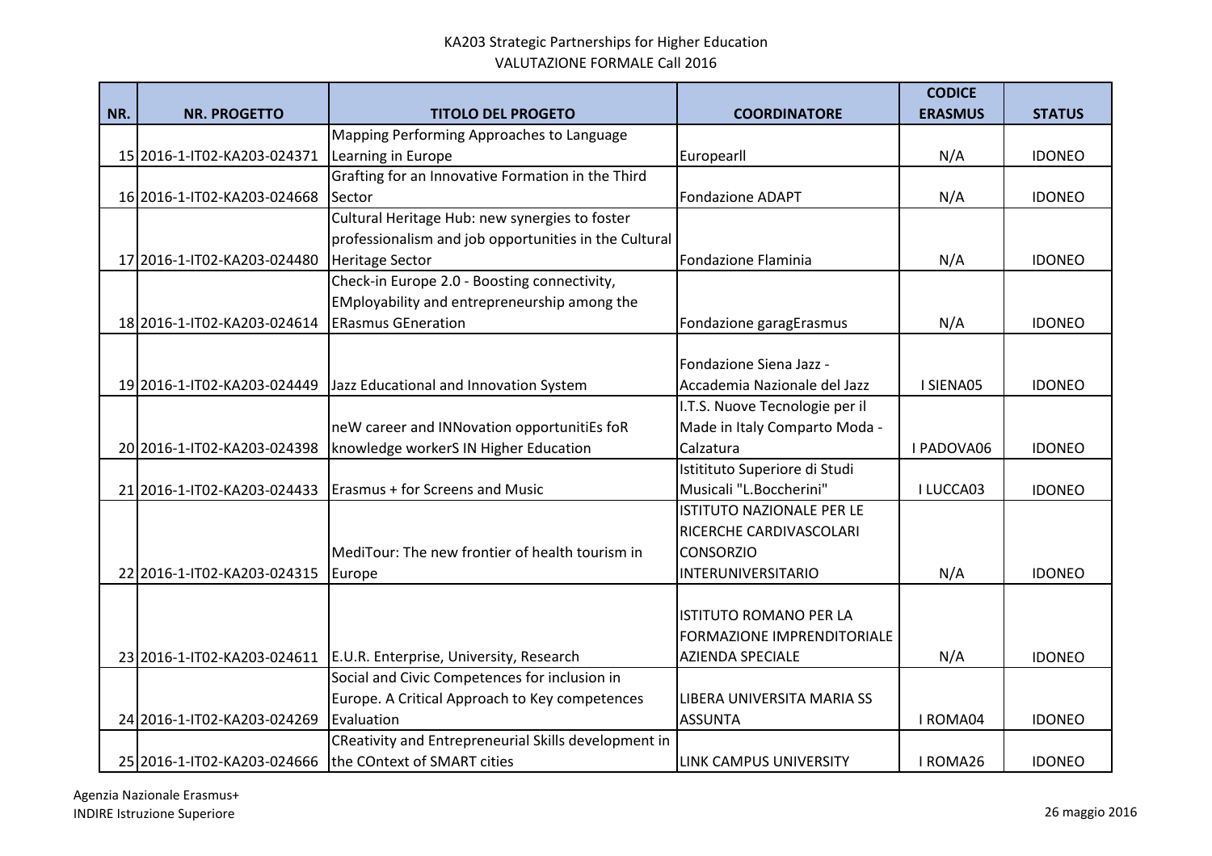KA203 Strategic Partnerships for Higher Education
VALUTAZIONE FORMALE Call 2016

| NR. | NR. PROGETTO | TITOLO DEL PROGETO | COORDINATORE | CODICE ERASMUS | STATUS |
|---|---|---|---|---|---|
| 15 | 2016-1-IT02-KA203-024371 | Mapping Performing Approaches to Language Learning in Europe | Europearll | N/A | IDONEO |
| 16 | 2016-1-IT02-KA203-024668 | Grafting for an Innovative Formation in the Third Sector | Fondazione ADAPT | N/A | IDONEO |
| 17 | 2016-1-IT02-KA203-024480 | Cultural Heritage Hub: new synergies to foster professionalism and job opportunities in the Cultural Heritage Sector | Fondazione Flaminia | N/A | IDONEO |
| 18 | 2016-1-IT02-KA203-024614 | Check-in Europe 2.0 - Boosting connectivity, EMployability and entrepreneurship among the ERasmus GEneration | Fondazione garagErasmus | N/A | IDONEO |
| 19 | 2016-1-IT02-KA203-024449 | Jazz Educational and Innovation System | Fondazione Siena Jazz - Accademia Nazionale del Jazz | I SIENA05 | IDONEO |
| 20 | 2016-1-IT02-KA203-024398 | neW career and INNovation opportunitiEs foR knowledge workerS IN Higher Education | I.T.S. Nuove Tecnologie per il Made in Italy Comparto Moda - Calzatura | I PADOVA06 | IDONEO |
| 21 | 2016-1-IT02-KA203-024433 | Erasmus + for Screens and Music | Istitituto Superiore di Studi Musicali "L.Boccherini" | I LUCCA03 | IDONEO |
| 22 | 2016-1-IT02-KA203-024315 | MediTour: The new frontier of health tourism in Europe | ISTITUTO NAZIONALE PER LE RICERCHE CARDIVASCOLARI CONSORZIO INTERUNIVERSITARIO | N/A | IDONEO |
| 23 | 2016-1-IT02-KA203-024611 | E.U.R. Enterprise, University, Research | ISTITUTO ROMANO PER LA FORMAZIONE IMPRENDITORIALE AZIENDA SPECIALE | N/A | IDONEO |
| 24 | 2016-1-IT02-KA203-024269 | Social and Civic Competences for inclusion in Europe. A Critical Approach to Key competences Evaluation | LIBERA UNIVERSITA MARIA SS ASSUNTA | I ROMA04 | IDONEO |
| 25 | 2016-1-IT02-KA203-024666 | CReativity and Entrepreneurial Skills development in the COntext of SMART cities | LINK CAMPUS UNIVERSITY | I ROMA26 | IDONEO |

Agenzia Nazionale Erasmus+
INDIRE Istruzione Superiore

26 maggio 2016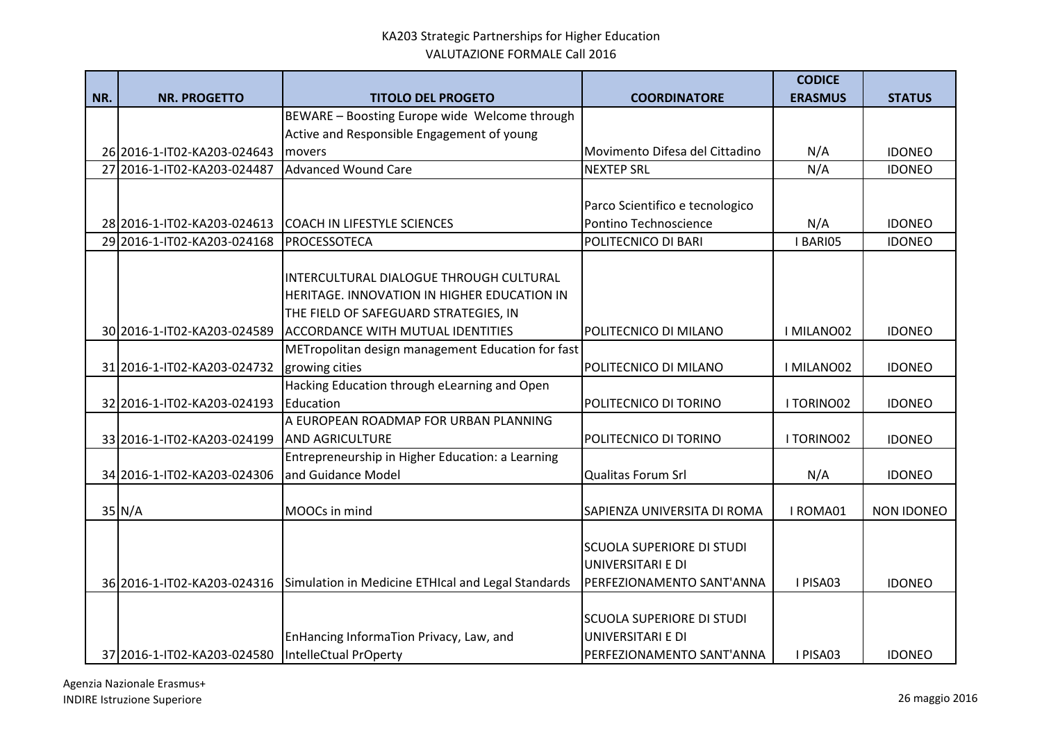KA203 Strategic Partnerships for Higher Education
VALUTAZIONE FORMALE Call 2016

| NR. | NR. PROGETTO | TITOLO DEL PROGETO | COORDINATORE | CODICE ERASMUS | STATUS |
|---|---|---|---|---|---|
| 26 | 2016-1-IT02-KA203-024643 | BEWARE – Boosting Europe wide Welcome through Active and Responsible Engagement of young movers | Movimento Difesa del Cittadino | N/A | IDONEO |
| 27 | 2016-1-IT02-KA203-024487 | Advanced Wound Care | NEXTEP SRL | N/A | IDONEO |
| 28 | 2016-1-IT02-KA203-024613 | COACH IN LIFESTYLE SCIENCES | Parco Scientifico e tecnologico Pontino Technoscience | N/A | IDONEO |
| 29 | 2016-1-IT02-KA203-024168 | PROCESSOTECA | POLITECNICO DI BARI | I BARI05 | IDONEO |
| 30 | 2016-1-IT02-KA203-024589 | INTERCULTURAL DIALOGUE THROUGH CULTURAL HERITAGE. INNOVATION IN HIGHER EDUCATION IN THE FIELD OF SAFEGUARD STRATEGIES, IN ACCORDANCE WITH MUTUAL IDENTITIES | POLITECNICO DI MILANO | I MILANO02 | IDONEO |
| 31 | 2016-1-IT02-KA203-024732 | METropolitan design management Education for fast growing cities | POLITECNICO DI MILANO | I MILANO02 | IDONEO |
| 32 | 2016-1-IT02-KA203-024193 | Hacking Education through eLearning and Open Education | POLITECNICO DI TORINO | I TORINO02 | IDONEO |
| 33 | 2016-1-IT02-KA203-024199 | A EUROPEAN ROADMAP FOR URBAN PLANNING AND AGRICULTURE | POLITECNICO DI TORINO | I TORINO02 | IDONEO |
| 34 | 2016-1-IT02-KA203-024306 | Entrepreneurship in Higher Education: a Learning and Guidance Model | Qualitas Forum Srl | N/A | IDONEO |
| 35 | N/A | MOOCs in mind | SAPIENZA UNIVERSITA DI ROMA | I ROMA01 | NON IDONEO |
| 36 | 2016-1-IT02-KA203-024316 | Simulation in Medicine ETHIcal and Legal Standards | SCUOLA SUPERIORE DI STUDI UNIVERSITARI E DI PERFEZIONAMENTO SANT'ANNA | I PISA03 | IDONEO |
| 37 | 2016-1-IT02-KA203-024580 | EnHancing InformaTion Privacy, Law, and IntelleCtual PrOperty | SCUOLA SUPERIORE DI STUDI UNIVERSITARI E DI PERFEZIONAMENTO SANT'ANNA | I PISA03 | IDONEO |

Agenzia Nazionale Erasmus+
INDIRE Istruzione Superiore

26 maggio 2016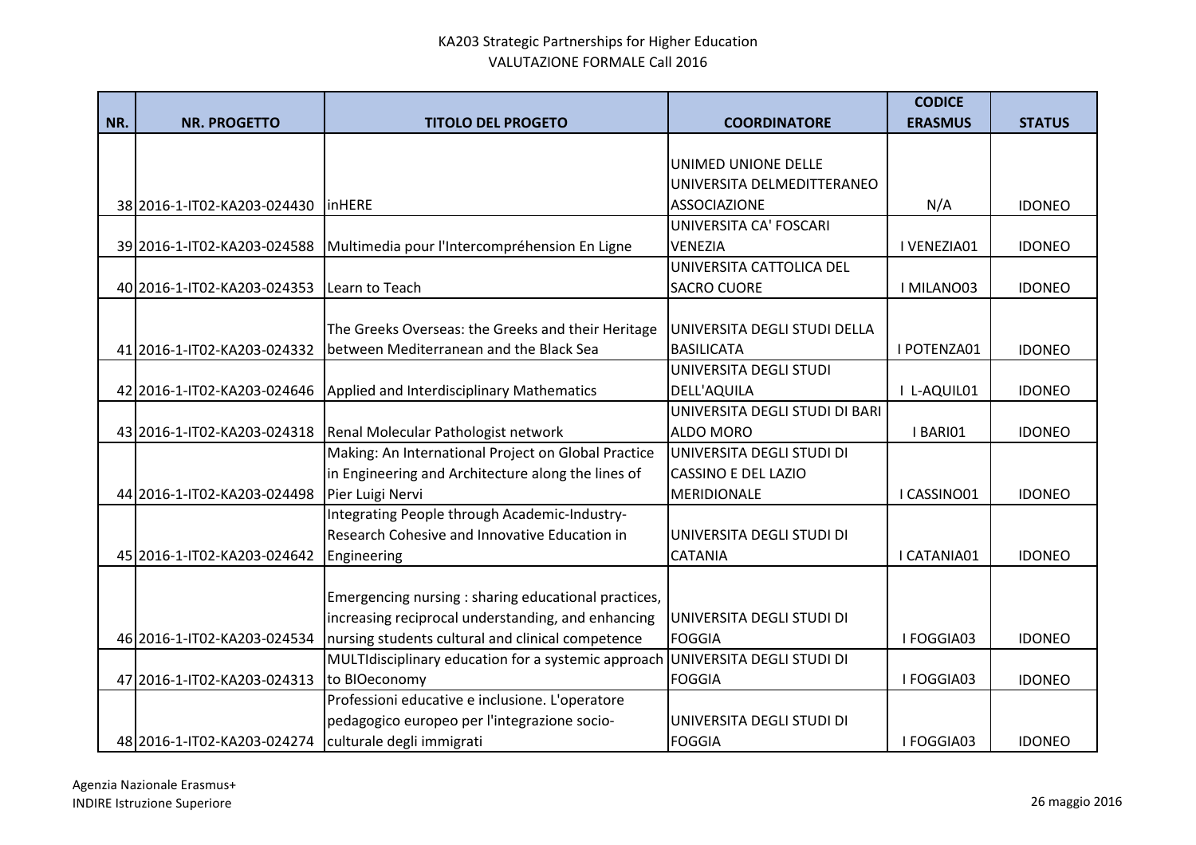KA203 Strategic Partnerships for Higher Education
VALUTAZIONE FORMALE Call 2016

| NR. | NR. PROGETTO | TITOLO DEL PROGETO | COORDINATORE | CODICE ERASMUS | STATUS |
|---|---|---|---|---|---|
| 38 | 2016-1-IT02-KA203-024430 | inHERE | UNIMED UNIONE DELLE UNIVERSITA DELMEDITTERANEO ASSOCIAZIONE | N/A | IDONEO |
| 39 | 2016-1-IT02-KA203-024588 | Multimedia pour l'Intercompréhension En Ligne | UNIVERSITA CA' FOSCARI VENEZIA | I VENEZIA01 | IDONEO |
| 40 | 2016-1-IT02-KA203-024353 | Learn to Teach | UNIVERSITA CATTOLICA DEL SACRO CUORE | I MILANO03 | IDONEO |
| 41 | 2016-1-IT02-KA203-024332 | The Greeks Overseas: the Greeks and their Heritage between Mediterranean and the Black Sea | UNIVERSITA DEGLI STUDI DELLA BASILICATA | I POTENZA01 | IDONEO |
| 42 | 2016-1-IT02-KA203-024646 | Applied and Interdisciplinary Mathematics | UNIVERSITA DEGLI STUDI DELL'AQUILA | I L-AQUIL01 | IDONEO |
| 43 | 2016-1-IT02-KA203-024318 | Renal Molecular Pathologist network | UNIVERSITA DEGLI STUDI DI BARI ALDO MORO | I BARI01 | IDONEO |
| 44 | 2016-1-IT02-KA203-024498 | Making: An International Project on Global Practice in Engineering and Architecture along the lines of Pier Luigi Nervi | UNIVERSITA DEGLI STUDI DI CASSINO E DEL LAZIO MERIDIONALE | I CASSINO01 | IDONEO |
| 45 | 2016-1-IT02-KA203-024642 | Integrating People through Academic-Industry-Research Cohesive and Innovative Education in Engineering | UNIVERSITA DEGLI STUDI DI CATANIA | I CATANIA01 | IDONEO |
| 46 | 2016-1-IT02-KA203-024534 | Emergencing nursing : sharing educational practices, increasing reciprocal understanding, and enhancing nursing students cultural and clinical competence | UNIVERSITA DEGLI STUDI DI FOGGIA | I FOGGIA03 | IDONEO |
| 47 | 2016-1-IT02-KA203-024313 | MULTIdisciplinary education for a systemic approach to BIOeconomy | UNIVERSITA DEGLI STUDI DI FOGGIA | I FOGGIA03 | IDONEO |
| 48 | 2016-1-IT02-KA203-024274 | Professioni educative e inclusione. L'operatore pedagogico europeo per l'integrazione socio-culturale degli immigrati | UNIVERSITA DEGLI STUDI DI FOGGIA | I FOGGIA03 | IDONEO |

Agenzia Nazionale Erasmus+
INDIRE Istruzione Superiore

26 maggio 2016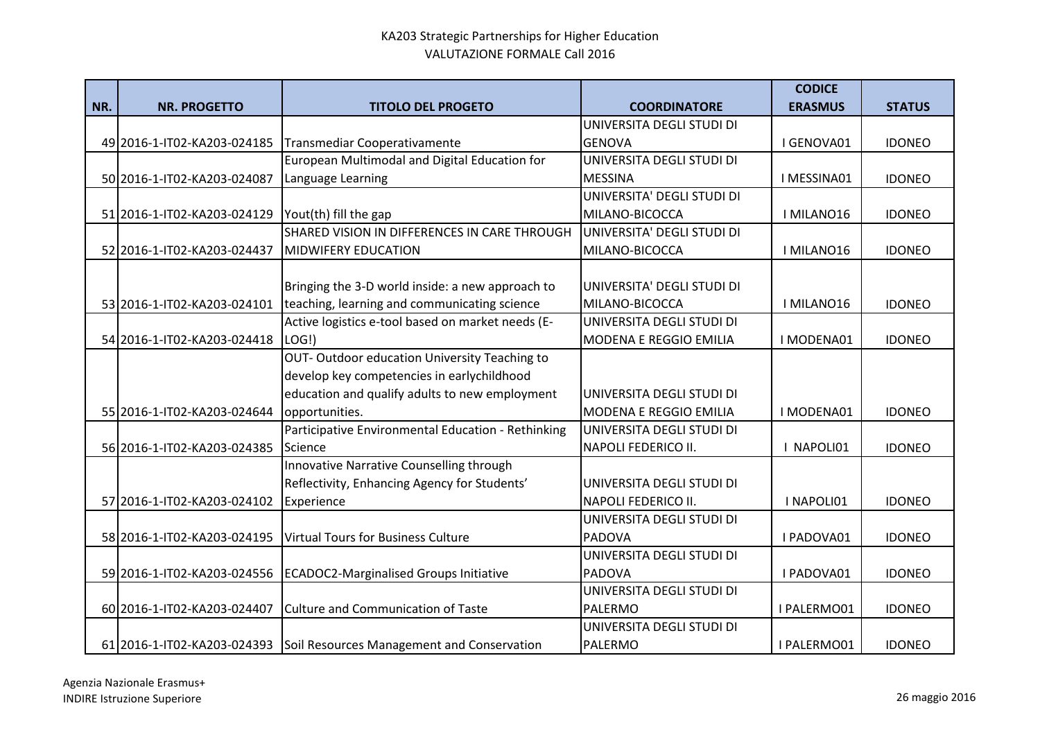KA203 Strategic Partnerships for Higher Education
VALUTAZIONE FORMALE Call 2016

| NR. | NR. PROGETTO | TITOLO DEL PROGETO | COORDINATORE | CODICE ERASMUS | STATUS |
|---|---|---|---|---|---|
| 49 | 2016-1-IT02-KA203-024185 | Transmediar Cooperativamente | UNIVERSITA DEGLI STUDI DI GENOVA | I GENOVA01 | IDONEO |
| 50 | 2016-1-IT02-KA203-024087 | European Multimodal and Digital Education for Language Learning | UNIVERSITA DEGLI STUDI DI MESSINA | I MESSINA01 | IDONEO |
| 51 | 2016-1-IT02-KA203-024129 | Yout(th) fill the gap | UNIVERSITA' DEGLI STUDI DI MILANO-BICOCCA | I MILANO16 | IDONEO |
| 52 | 2016-1-IT02-KA203-024437 | SHARED VISION IN DIFFERENCES IN CARE THROUGH MIDWIFERY EDUCATION | UNIVERSITA' DEGLI STUDI DI MILANO-BICOCCA | I MILANO16 | IDONEO |
| 53 | 2016-1-IT02-KA203-024101 | Bringing the 3-D world inside: a new approach to teaching, learning and communicating science | UNIVERSITA' DEGLI STUDI DI MILANO-BICOCCA | I MILANO16 | IDONEO |
| 54 | 2016-1-IT02-KA203-024418 | Active logistics e-tool based on market needs (E-LOG!) | UNIVERSITA DEGLI STUDI DI MODENA E REGGIO EMILIA | I MODENA01 | IDONEO |
| 55 | 2016-1-IT02-KA203-024644 | OUT- Outdoor education University Teaching to develop key competencies in earlychildhood education and qualify adults to new employment opportunities. | UNIVERSITA DEGLI STUDI DI MODENA E REGGIO EMILIA | I MODENA01 | IDONEO |
| 56 | 2016-1-IT02-KA203-024385 | Participative Environmental Education - Rethinking Science | UNIVERSITA DEGLI STUDI DI NAPOLI FEDERICO II. | I NAPOLI01 | IDONEO |
| 57 | 2016-1-IT02-KA203-024102 | Innovative Narrative Counselling through Reflectivity, Enhancing Agency for Students' Experience | UNIVERSITA DEGLI STUDI DI NAPOLI FEDERICO II. | I NAPOLI01 | IDONEO |
| 58 | 2016-1-IT02-KA203-024195 | Virtual Tours for Business Culture | UNIVERSITA DEGLI STUDI DI PADOVA | I PADOVA01 | IDONEO |
| 59 | 2016-1-IT02-KA203-024556 | ECADOC2-Marginalised Groups Initiative | UNIVERSITA DEGLI STUDI DI PADOVA | I PADOVA01 | IDONEO |
| 60 | 2016-1-IT02-KA203-024407 | Culture and Communication of Taste | UNIVERSITA DEGLI STUDI DI PALERMO | I PALERMO01 | IDONEO |
| 61 | 2016-1-IT02-KA203-024393 | Soil Resources Management and Conservation | UNIVERSITA DEGLI STUDI DI PALERMO | I PALERMO01 | IDONEO |

Agenzia Nazionale Erasmus+
INDIRE Istruzione Superiore

26 maggio 2016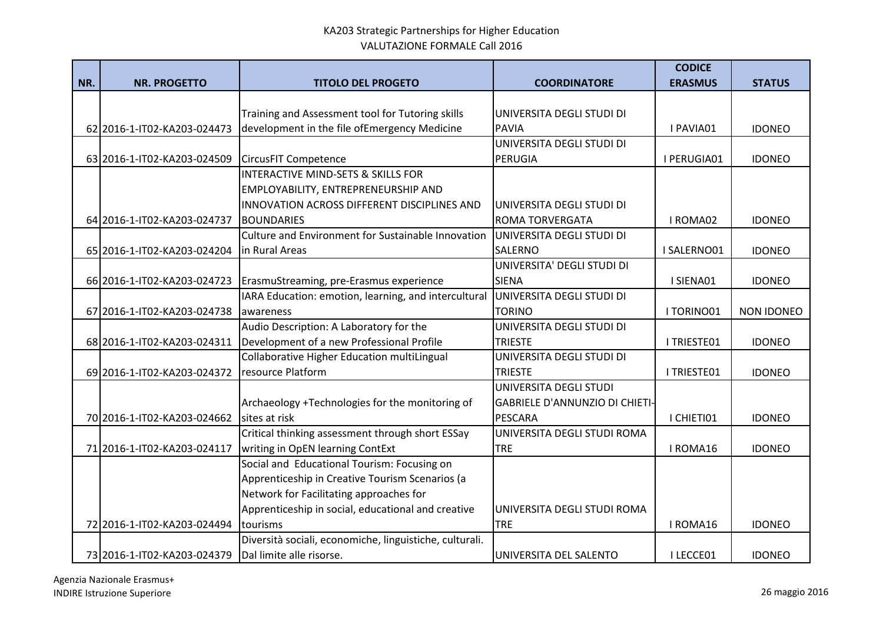KA203 Strategic Partnerships for Higher Education
VALUTAZIONE FORMALE Call 2016

| NR. | NR. PROGETTO | TITOLO DEL PROGETO | COORDINATORE | CODICE ERASMUS | STATUS |
|---|---|---|---|---|---|
| 62 | 2016-1-IT02-KA203-024473 | Training and Assessment tool for Tutoring skills development in the file ofEmergency Medicine | UNIVERSITA DEGLI STUDI DI PAVIA | I PAVIA01 | IDONEO |
| 63 | 2016-1-IT02-KA203-024509 | CircusFIT Competence | UNIVERSITA DEGLI STUDI DI PERUGIA | I PERUGIA01 | IDONEO |
| 64 | 2016-1-IT02-KA203-024737 | INTERACTIVE MIND-SETS & SKILLS FOR EMPLOYABILITY, ENTREPRENEURSHIP AND INNOVATION ACROSS DIFFERENT DISCIPLINES AND BOUNDARIES | UNIVERSITA DEGLI STUDI DI ROMA TORVERGATA | I ROMA02 | IDONEO |
| 65 | 2016-1-IT02-KA203-024204 | Culture and Environment for Sustainable Innovation in Rural Areas | UNIVERSITA DEGLI STUDI DI SALERNO | I SALERNO01 | IDONEO |
| 66 | 2016-1-IT02-KA203-024723 | ErasmuStreaming, pre-Erasmus experience | UNIVERSITA' DEGLI STUDI DI SIENA | I SIENA01 | IDONEO |
| 67 | 2016-1-IT02-KA203-024738 | IARA Education: emotion, learning, and intercultural awareness | UNIVERSITA DEGLI STUDI DI TORINO | I TORINO01 | NON IDONEO |
| 68 | 2016-1-IT02-KA203-024311 | Audio Description: A Laboratory for the Development of a new Professional Profile | UNIVERSITA DEGLI STUDI DI TRIESTE | I TRIESTE01 | IDONEO |
| 69 | 2016-1-IT02-KA203-024372 | Collaborative Higher Education multiLingual resource Platform | UNIVERSITA DEGLI STUDI DI TRIESTE | I TRIESTE01 | IDONEO |
| 70 | 2016-1-IT02-KA203-024662 | Archaeology +Technologies for the monitoring of sites at risk | UNIVERSITA DEGLI STUDI GABRIELE D'ANNUNZIO DI CHIETI-PESCARA | I CHIETI01 | IDONEO |
| 71 | 2016-1-IT02-KA203-024117 | Critical thinking assessment through short ESSay writing in OpEN learning ContExt | UNIVERSITA DEGLI STUDI ROMA TRE | I ROMA16 | IDONEO |
| 72 | 2016-1-IT02-KA203-024494 | Social and Educational Tourism: Focusing on Apprenticeship in Creative Tourism Scenarios (a Network for Facilitating approaches for Apprenticeship in social, educational and creative tourisms | UNIVERSITA DEGLI STUDI ROMA TRE | I ROMA16 | IDONEO |
| 73 | 2016-1-IT02-KA203-024379 | Diversità sociali, economiche, linguistiche, culturali. Dal limite alle risorse. | UNIVERSITA DEL SALENTO | I LECCE01 | IDONEO |

Agenzia Nazionale Erasmus+
INDIRE Istruzione Superiore

26 maggio 2016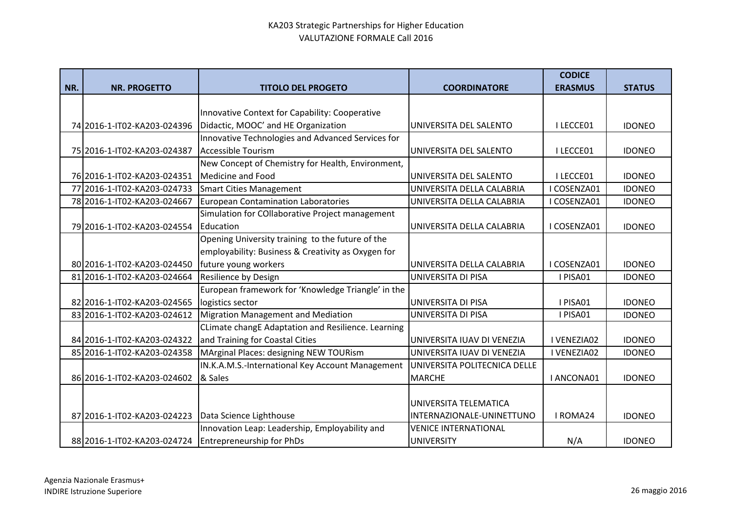KA203 Strategic Partnerships for Higher Education
VALUTAZIONE FORMALE Call 2016

| NR. | NR. PROGETTO | TITOLO DEL PROGETO | COORDINATORE | CODICE ERASMUS | STATUS |
|---|---|---|---|---|---|
| 74 | 2016-1-IT02-KA203-024396 | Innovative Context for Capability: Cooperative Didactic, MOOC' and HE Organization | UNIVERSITA DEL SALENTO | I LECCE01 | IDONEO |
| 75 | 2016-1-IT02-KA203-024387 | Innovative Technologies and Advanced Services for Accessible Tourism | UNIVERSITA DEL SALENTO | I LECCE01 | IDONEO |
| 76 | 2016-1-IT02-KA203-024351 | New Concept of Chemistry for Health, Environment, Medicine and Food | UNIVERSITA DEL SALENTO | I LECCE01 | IDONEO |
| 77 | 2016-1-IT02-KA203-024733 | Smart Cities Management | UNIVERSITA DELLA CALABRIA | I COSENZA01 | IDONEO |
| 78 | 2016-1-IT02-KA203-024667 | European Contamination Laboratories | UNIVERSITA DELLA CALABRIA | I COSENZA01 | IDONEO |
| 79 | 2016-1-IT02-KA203-024554 | Simulation for COllaborative Project management Education | UNIVERSITA DELLA CALABRIA | I COSENZA01 | IDONEO |
| 80 | 2016-1-IT02-KA203-024450 | Opening University training to the future of the employability: Business & Creativity as Oxygen for future young workers | UNIVERSITA DELLA CALABRIA | I COSENZA01 | IDONEO |
| 81 | 2016-1-IT02-KA203-024664 | Resilience by Design | UNIVERSITA DI PISA | I PISA01 | IDONEO |
| 82 | 2016-1-IT02-KA203-024565 | European framework for 'Knowledge Triangle' in the logistics sector | UNIVERSITA DI PISA | I PISA01 | IDONEO |
| 83 | 2016-1-IT02-KA203-024612 | Migration Management and Mediation | UNIVERSITA DI PISA | I PISA01 | IDONEO |
| 84 | 2016-1-IT02-KA203-024322 | CLimate changE Adaptation and Resilience. Learning and Training for Coastal Cities | UNIVERSITA IUAV DI VENEZIA | I VENEZIA02 | IDONEO |
| 85 | 2016-1-IT02-KA203-024358 | MArginal Places: designing NEW TOURism | UNIVERSITA IUAV DI VENEZIA | I VENEZIA02 | IDONEO |
| 86 | 2016-1-IT02-KA203-024602 | IN.K.A.M.S.-International Key Account Management & Sales | UNIVERSITA POLITECNICA DELLE MARCHE | I ANCONA01 | IDONEO |
| 87 | 2016-1-IT02-KA203-024223 | Data Science Lighthouse | UNIVERSITA TELEMATICA INTERNAZIONALE-UNINETTUNO | I ROMA24 | IDONEO |
| 88 | 2016-1-IT02-KA203-024724 | Innovation Leap: Leadership, Employability and Entrepreneurship for PhDs | VENICE INTERNATIONAL UNIVERSITY | N/A | IDONEO |

Agenzia Nazionale Erasmus+
INDIRE Istruzione Superiore

26 maggio 2016